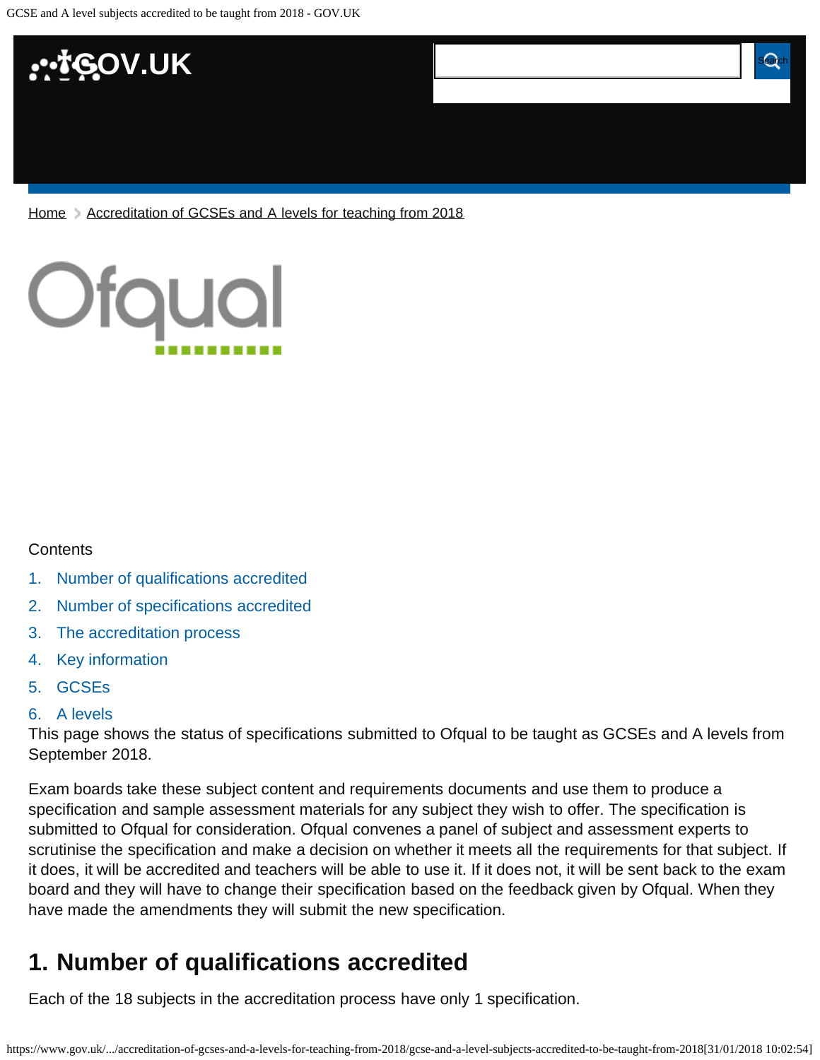[Home](#) > [Accreditation of GCSEs and A levels for teaching from 2018](#)

Contents

1. Number of qualifications accredited
2. Number of specifications accredited
3. The accreditation process
4. Key information
5. GCSEs
6. A levels

This page shows the status of specifications submitted to Ofqual to be taught as GCSEs and A levels from September 2018.

Exam boards take these subject content and requirements documents and use them to produce a specification and sample assessment materials for any subject they wish to offer. The specification is submitted to Ofqual for consideration. Ofqual convenes a panel of subject and assessment experts to scrutinise the specification and make a decision on whether it meets all the requirements for that subject. If it does, it will be accredited and teachers will be able to use it. If it does not, it will be sent back to the exam board and they will have to change their specification based on the feedback given by Ofqual. When they have made the amendments they will submit the new specification.

## 1. Number of qualifications accredited

Each of the 18 subjects in the accreditation process have only 1 specification.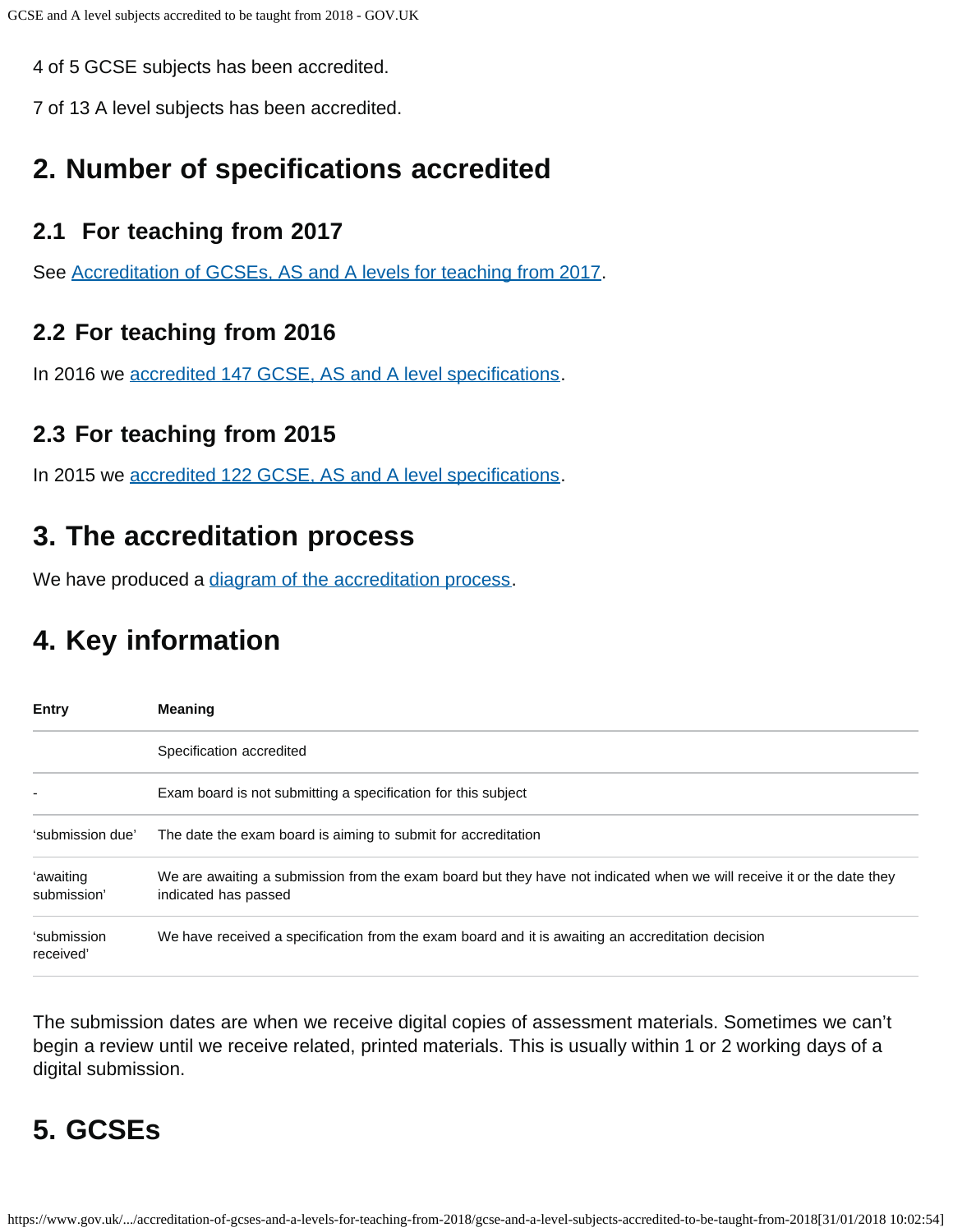4 of 5 GCSE subjects has been accredited.

7 of 13 A level subjects has been accredited.

## 2. Number of specifications accredited

### 2.1 For teaching from 2017

See [Accreditation of GCSEs, AS and A levels for teaching from 2017](#).

### 2.2 For teaching from 2016

In 2016 we [accredited 147 GCSE, AS and A level specifications](#).

### 2.3 For teaching from 2015

In 2015 we [accredited 122 GCSE, AS and A level specifications](#).

## 3. The accreditation process

We have produced a [diagram of the accreditation process](#).

## 4. Key information

| Entry | Meaning |
|---|---|
| | Specification accredited |
| - | Exam board is not submitting a specification for this subject |
| 'submission due' | The date the exam board is aiming to submit for accreditation |
| 'awaiting submission' | We are awaiting a submission from the exam board but they have not indicated when we will receive it or the date they indicated has passed |
| 'submission received' | We have received a specification from the exam board and it is awaiting an accreditation decision |

The submission dates are when we receive digital copies of assessment materials. Sometimes we can't begin a review until we receive related, printed materials. This is usually within 1 or 2 working days of a digital submission.

## 5. GCSEs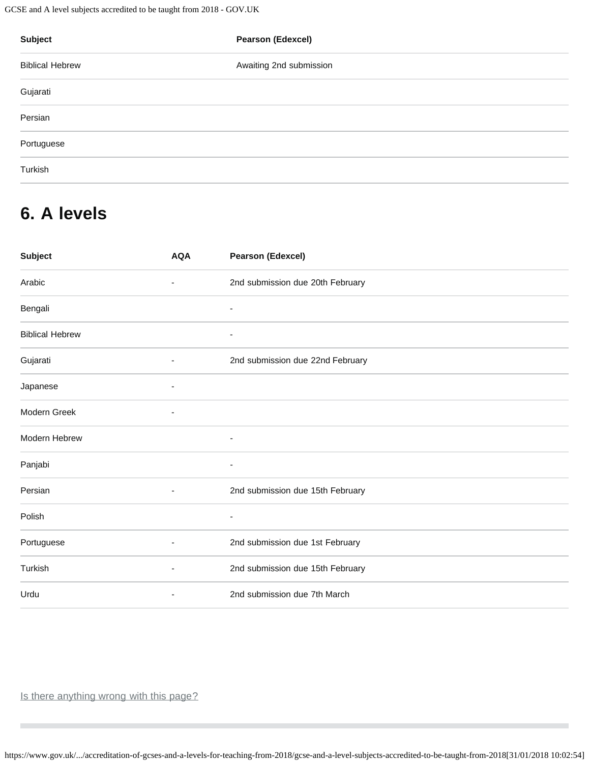| Subject | Pearson (Edexcel) |
| --- | --- |
| Biblical Hebrew | Awaiting 2nd submission |
| Gujarati | |
| Persian | |
| Portuguese | |
| Turkish | |

## 6. A levels

| Subject | AQA | Pearson (Edexcel) |
| --- | --- | --- |
| Arabic | - | 2nd submission due 20th February |
| Bengali | | - |
| Biblical Hebrew | | - |
| Gujarati | - | 2nd submission due 22nd February |
| Japanese | - | |
| Modern Greek | - | |
| Modern Hebrew | | - |
| Panjabi | | - |
| Persian | - | 2nd submission due 15th February |
| Polish | | - |
| Portuguese | - | 2nd submission due 1st February |
| Turkish | - | 2nd submission due 15th February |
| Urdu | - | 2nd submission due 7th March |

Is there anything wrong with this page?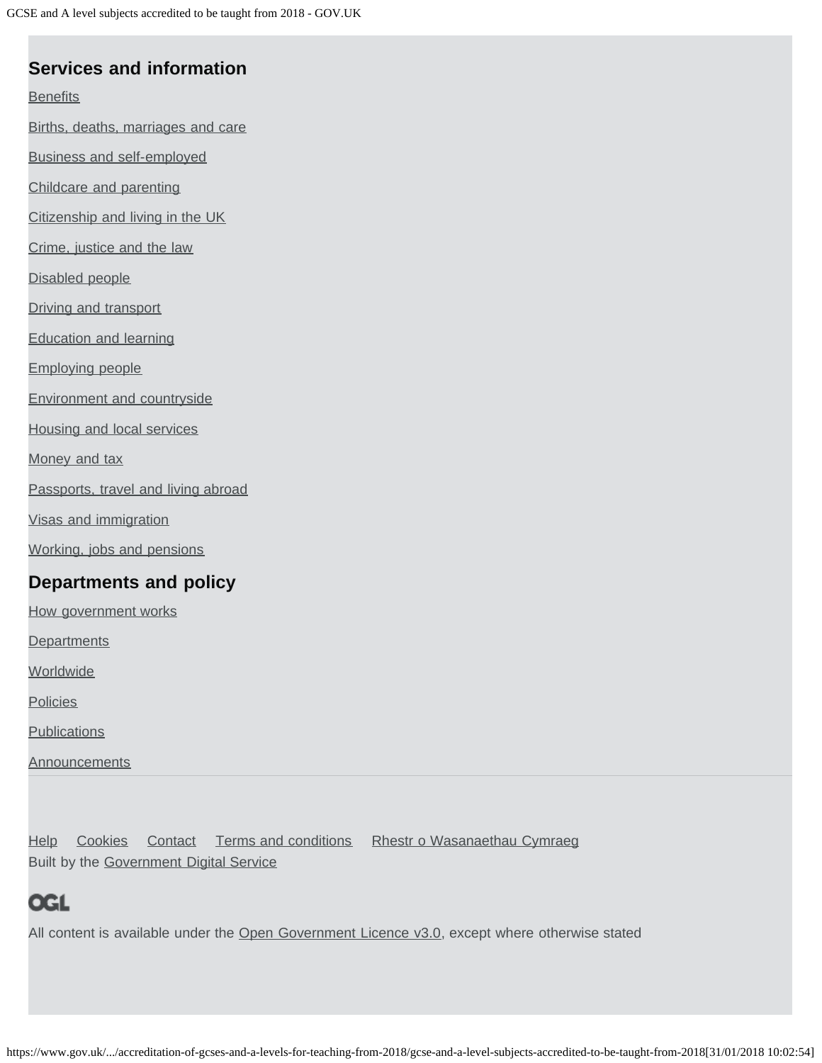## Services and information

Benefits

Births, deaths, marriages and care

Business and self-employed

Childcare and parenting

Citizenship and living in the UK

Crime, justice and the law

Disabled people

Driving and transport

Education and learning

Employing people

Environment and countryside

Housing and local services

Money and tax

Passports, travel and living abroad

Visas and immigration

Working, jobs and pensions

## Departments and policy

How government works

Departments

Worldwide

Policies

Publications

Announcements

Help Cookies Contact Terms and conditions Rhestr o Wasanaethau Cymraeg

Built by the Government Digital Service

OGL

All content is available under the Open Government Licence v3.0, except where otherwise stated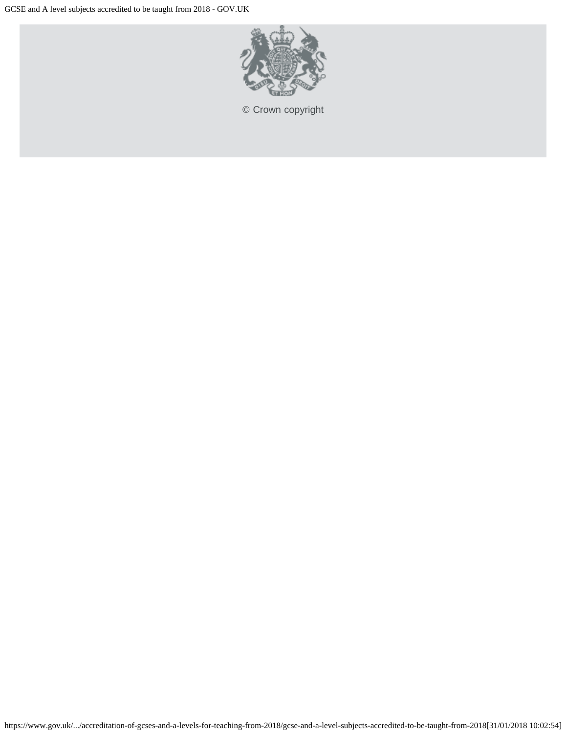© Crown copyright